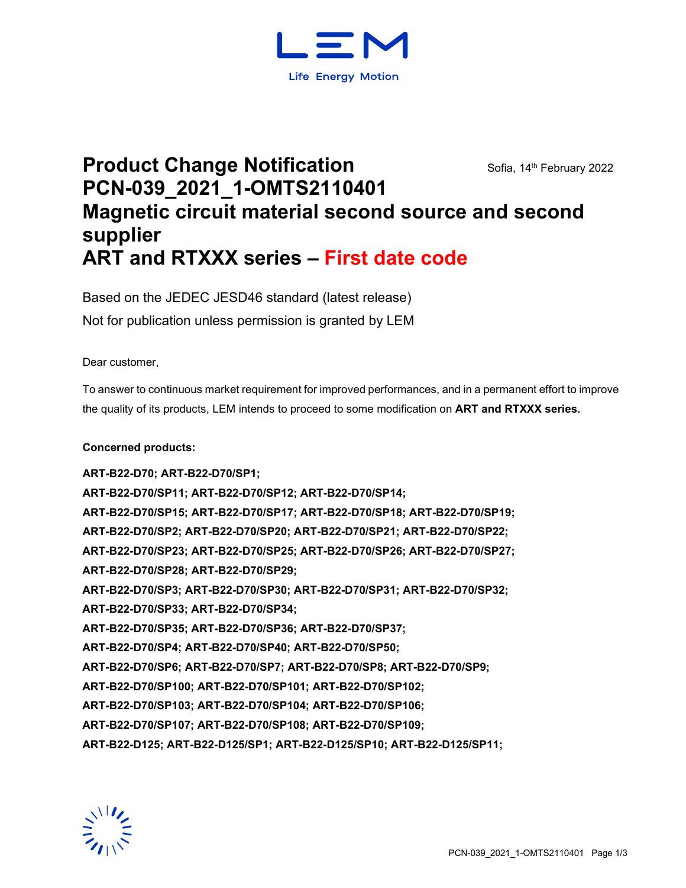# Product Change Notification
# PCN-039_2021_1-OMTS2110401
# Magnetic circuit material second source and second supplier
# ART and RTXXX series – First date code

Sofia, 14th February 2022

Based on the JEDEC JESD46 standard (latest release)

Not for publication unless permission is granted by LEM

Dear customer,

To answer to continuous market requirement for improved performances, and in a permanent effort to improve the quality of its products, LEM intends to proceed to some modification on **ART and RTXXX series.**

**Concerned products:**

**ART-B22-D70; ART-B22-D70/SP1;**
**ART-B22-D70/SP11; ART-B22-D70/SP12; ART-B22-D70/SP14;**
**ART-B22-D70/SP15; ART-B22-D70/SP17; ART-B22-D70/SP18; ART-B22-D70/SP19;**
**ART-B22-D70/SP2; ART-B22-D70/SP20; ART-B22-D70/SP21; ART-B22-D70/SP22;**
**ART-B22-D70/SP23; ART-B22-D70/SP25; ART-B22-D70/SP26; ART-B22-D70/SP27;**
**ART-B22-D70/SP28; ART-B22-D70/SP29;**
**ART-B22-D70/SP3; ART-B22-D70/SP30; ART-B22-D70/SP31; ART-B22-D70/SP32;**
**ART-B22-D70/SP33; ART-B22-D70/SP34;**
**ART-B22-D70/SP35; ART-B22-D70/SP36; ART-B22-D70/SP37;**
**ART-B22-D70/SP4; ART-B22-D70/SP40; ART-B22-D70/SP50;**
**ART-B22-D70/SP6; ART-B22-D70/SP7; ART-B22-D70/SP8; ART-B22-D70/SP9;**
**ART-B22-D70/SP100; ART-B22-D70/SP101; ART-B22-D70/SP102;**
**ART-B22-D70/SP103; ART-B22-D70/SP104; ART-B22-D70/SP106;**
**ART-B22-D70/SP107; ART-B22-D70/SP108; ART-B22-D70/SP109;**
**ART-B22-D125; ART-B22-D125/SP1; ART-B22-D125/SP10; ART-B22-D125/SP11;**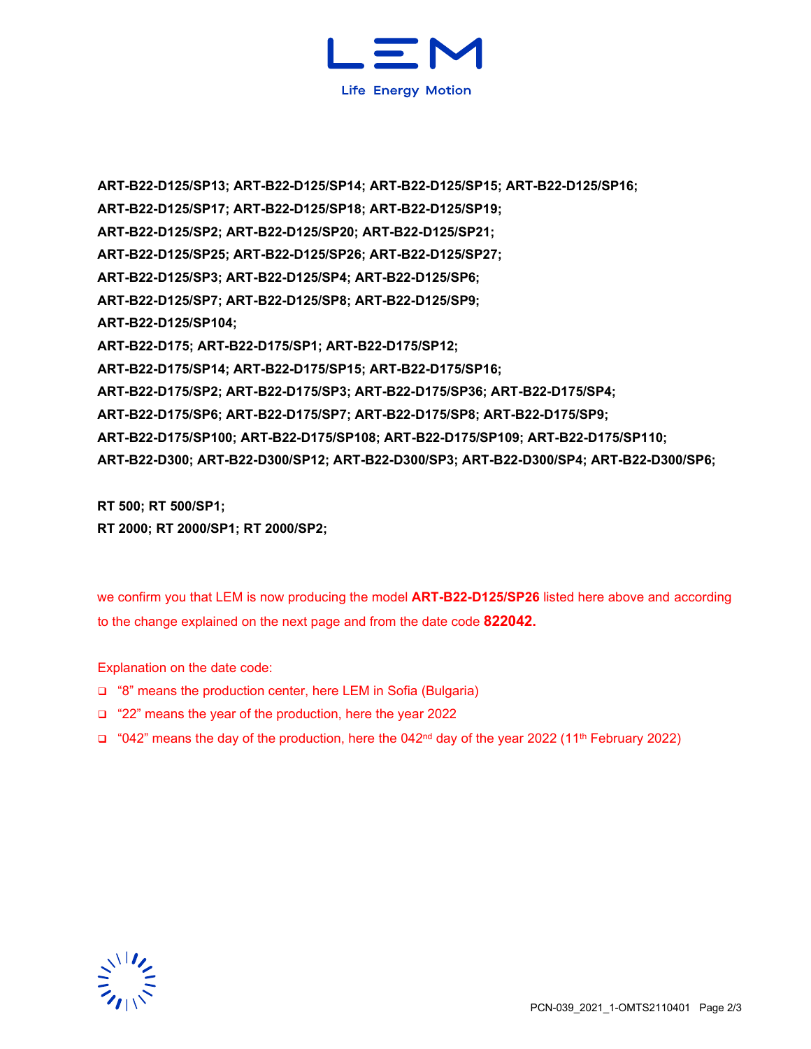**ART-B22-D125/SP13; ART-B22-D125/SP14; ART-B22-D125/SP15; ART-B22-D125/SP16;**
**ART-B22-D125/SP17; ART-B22-D125/SP18; ART-B22-D125/SP19;**
**ART-B22-D125/SP2; ART-B22-D125/SP20; ART-B22-D125/SP21;**
**ART-B22-D125/SP25; ART-B22-D125/SP26; ART-B22-D125/SP27;**
**ART-B22-D125/SP3; ART-B22-D125/SP4; ART-B22-D125/SP6;**
**ART-B22-D125/SP7; ART-B22-D125/SP8; ART-B22-D125/SP9;**
**ART-B22-D125/SP104;**
**ART-B22-D175; ART-B22-D175/SP1; ART-B22-D175/SP12;**
**ART-B22-D175/SP14; ART-B22-D175/SP15; ART-B22-D175/SP16;**
**ART-B22-D175/SP2; ART-B22-D175/SP3; ART-B22-D175/SP36; ART-B22-D175/SP4;**
**ART-B22-D175/SP6; ART-B22-D175/SP7; ART-B22-D175/SP8; ART-B22-D175/SP9;**
**ART-B22-D175/SP100; ART-B22-D175/SP108; ART-B22-D175/SP109; ART-B22-D175/SP110;**
**ART-B22-D300; ART-B22-D300/SP12; ART-B22-D300/SP3; ART-B22-D300/SP4; ART-B22-D300/SP6;**

**RT 500; RT 500/SP1;**
**RT 2000; RT 2000/SP1; RT 2000/SP2;**

we confirm you that LEM is now producing the model **ART-B22-D125/SP26** listed here above and according to the change explained on the next page and from the date code **822042.**

Explanation on the date code:

- "8" means the production center, here LEM in Sofia (Bulgaria)
- "22" means the year of the production, here the year 2022
- "042" means the day of the production, here the 042nd day of the year 2022 (11th February 2022)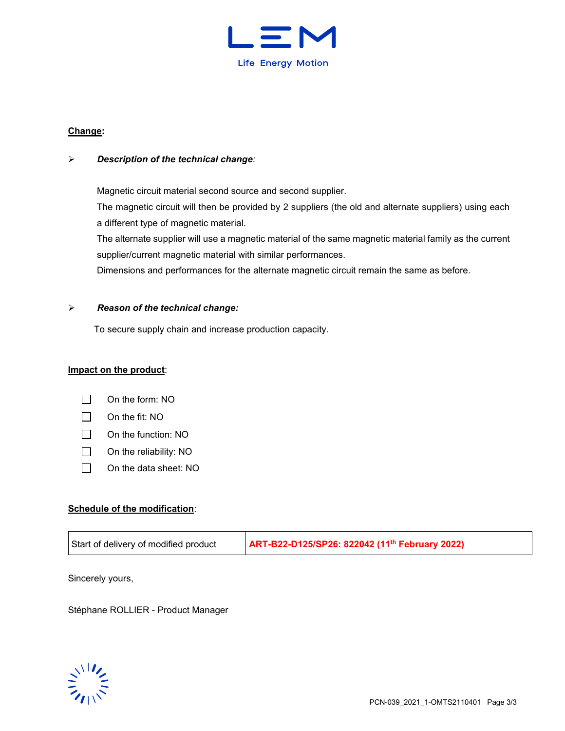**Change**:

- ***Description of the technical change***:

  Magnetic circuit material second source and second supplier.
  The magnetic circuit will then be provided by 2 suppliers (the old and alternate suppliers) using each a different type of magnetic material.
  The alternate supplier will use a magnetic material of the same magnetic material family as the current supplier/current magnetic material with similar performances.
  Dimensions and performances for the alternate magnetic circuit remain the same as before.

- ***Reason of the technical change:***

  To secure supply chain and increase production capacity.

**Impact on the product**:

- ☐ On the form: NO
- ☐ On the fit: NO
- ☐ On the function: NO
- ☐ On the reliability: NO
- ☐ On the data sheet: NO

**Schedule of the modification**:

| | |
|---|---|
| Start of delivery of modified product | **ART-B22-D125/SP26: 822042 (11th February 2022)** |

Sincerely yours,

Stéphane ROLLIER - Product Manager

PCN-039_2021_1-OMTS2110401